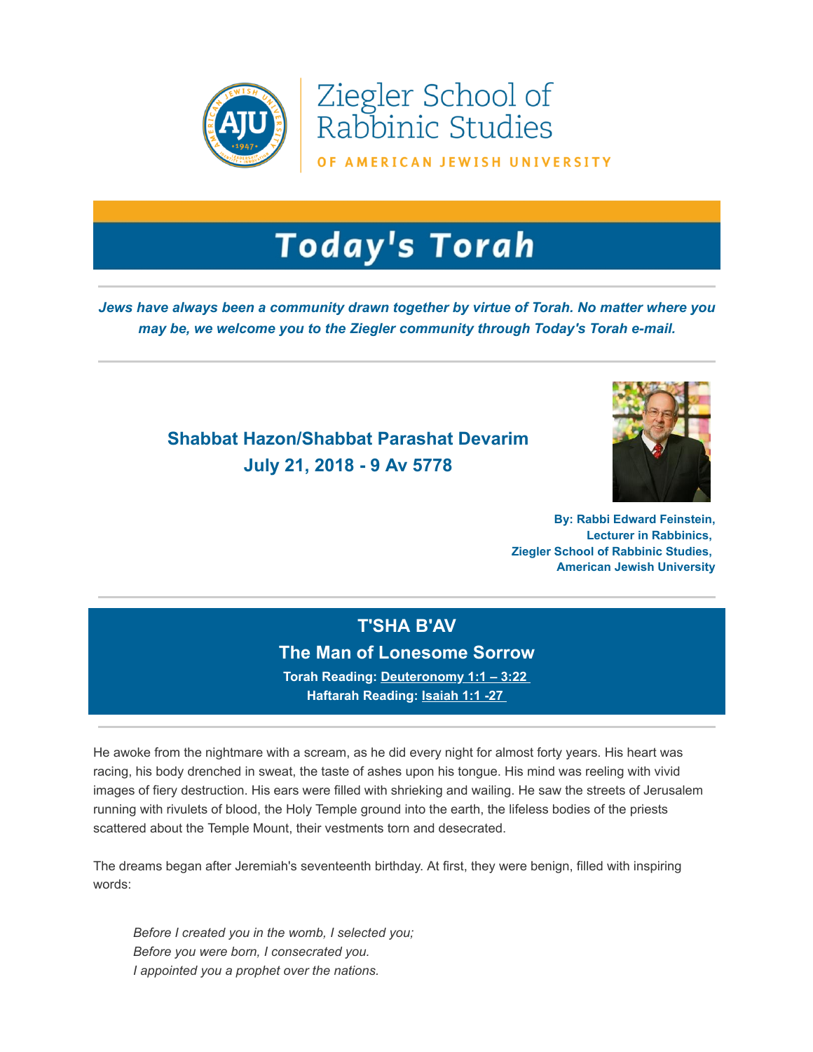Ziegler School of Rabbinic Studies

OF AMERICAN JEWISH UNIVERSITY

# Today's Torah

***Jews have always been a community drawn together by virtue of Torah. No matter where you may be, we welcome you to the Ziegler community through Today's Torah e-mail.***

## Shabbat Hazon/Shabbat Parashat Devarim
## July 21, 2018 - 9 Av 5778

**By: Rabbi Edward Feinstein,
Lecturer in Rabbinics,
Ziegler School of Rabbinic Studies,
American Jewish University**

## T'SHA B'AV

### The Man of Lonesome Sorrow

**Torah Reading: Deuteronomy 1:1 – 3:22**
**Haftarah Reading: Isaiah 1:1 -27**

He awoke from the nightmare with a scream, as he did every night for almost forty years. His heart was racing, his body drenched in sweat, the taste of ashes upon his tongue. His mind was reeling with vivid images of fiery destruction. His ears were filled with shrieking and wailing. He saw the streets of Jerusalem running with rivulets of blood, the Holy Temple ground into the earth, the lifeless bodies of the priests scattered about the Temple Mount, their vestments torn and desecrated.

The dreams began after Jeremiah's seventeenth birthday. At first, they were benign, filled with inspiring words:

> *Before I created you in the womb, I selected you;*
> *Before you were born, I consecrated you.*
> *I appointed you a prophet over the nations.*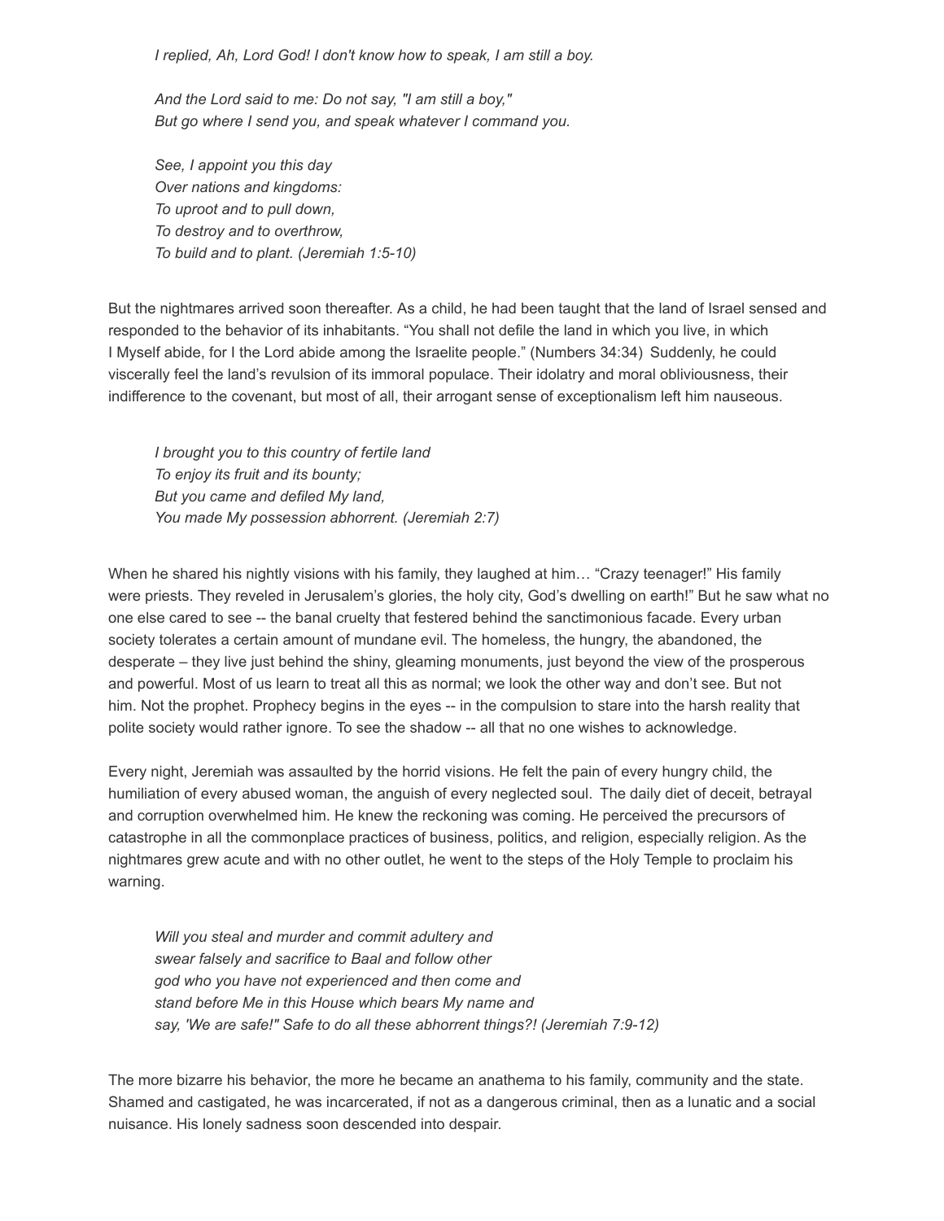*I replied, Ah, Lord God! I don't know how to speak, I am still a boy.*

*And the Lord said to me: Do not say, "I am still a boy,"*
*But go where I send you, and speak whatever I command you.*

*See, I appoint you this day*
*Over nations and kingdoms:*
*To uproot and to pull down,*
*To destroy and to overthrow,*
*To build and to plant. (Jeremiah 1:5-10)*

But the nightmares arrived soon thereafter. As a child, he had been taught that the land of Israel sensed and responded to the behavior of its inhabitants. "You shall not defile the land in which you live, in which I Myself abide, for I the Lord abide among the Israelite people." (Numbers 34:34)  Suddenly, he could viscerally feel the land's revulsion of its immoral populace. Their idolatry and moral obliviousness, their indifference to the covenant, but most of all, their arrogant sense of exceptionalism left him nauseous.

*I brought you to this country of fertile land*
*To enjoy its fruit and its bounty;*
*But you came and defiled My land,*
*You made My possession abhorrent. (Jeremiah 2:7)*

When he shared his nightly visions with his family, they laughed at him… "Crazy teenager!" His family were priests. They reveled in Jerusalem's glories, the holy city, God's dwelling on earth!" But he saw what no one else cared to see -- the banal cruelty that festered behind the sanctimonious facade. Every urban society tolerates a certain amount of mundane evil. The homeless, the hungry, the abandoned, the desperate – they live just behind the shiny, gleaming monuments, just beyond the view of the prosperous and powerful. Most of us learn to treat all this as normal; we look the other way and don't see. But not him. Not the prophet. Prophecy begins in the eyes -- in the compulsion to stare into the harsh reality that polite society would rather ignore. To see the shadow -- all that no one wishes to acknowledge.

Every night, Jeremiah was assaulted by the horrid visions. He felt the pain of every hungry child, the humiliation of every abused woman, the anguish of every neglected soul.  The daily diet of deceit, betrayal and corruption overwhelmed him. He knew the reckoning was coming. He perceived the precursors of catastrophe in all the commonplace practices of business, politics, and religion, especially religion. As the nightmares grew acute and with no other outlet, he went to the steps of the Holy Temple to proclaim his warning.

*Will you steal and murder and commit adultery and*
*swear falsely and sacrifice to Baal and follow other*
*god who you have not experienced and then come and*
*stand before Me in this House which bears My name and*
*say, 'We are safe!" Safe to do all these abhorrent things?! (Jeremiah 7:9-12)*

The more bizarre his behavior, the more he became an anathema to his family, community and the state. Shamed and castigated, he was incarcerated, if not as a dangerous criminal, then as a lunatic and a social nuisance. His lonely sadness soon descended into despair.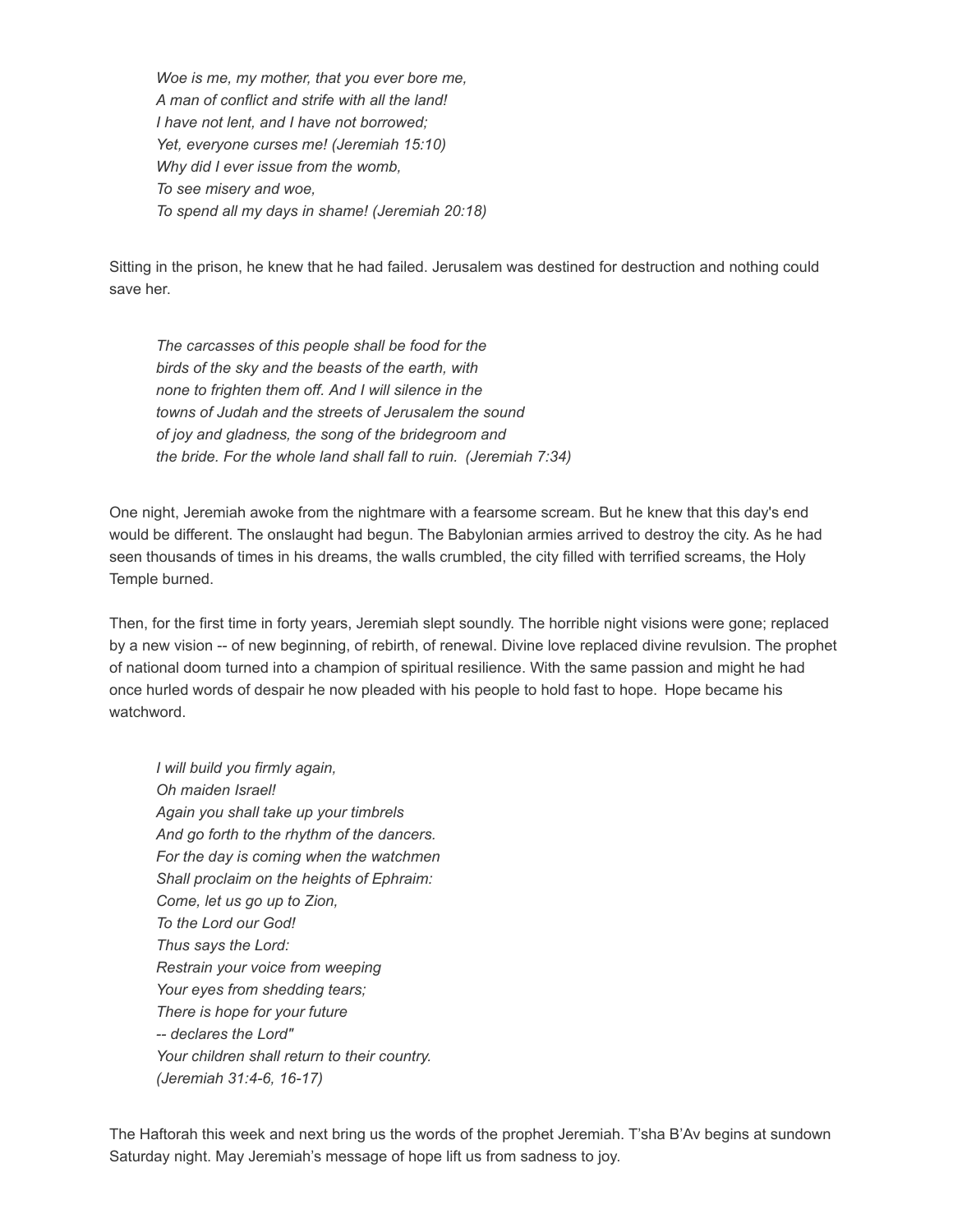*Woe is me, my mother, that you ever bore me,*
*A man of conflict and strife with all the land!*
*I have not lent, and I have not borrowed;*
*Yet, everyone curses me! (Jeremiah 15:10)*
*Why did I ever issue from the womb,*
*To see misery and woe,*
*To spend all my days in shame! (Jeremiah 20:18)*

Sitting in the prison, he knew that he had failed. Jerusalem was destined for destruction and nothing could save her.

*The carcasses of this people shall be food for the birds of the sky and the beasts of the earth, with none to frighten them off. And I will silence in the towns of Judah and the streets of Jerusalem the sound of joy and gladness, the song of the bridegroom and the bride. For the whole land shall fall to ruin. (Jeremiah 7:34)*

One night, Jeremiah awoke from the nightmare with a fearsome scream. But he knew that this day's end would be different. The onslaught had begun. The Babylonian armies arrived to destroy the city. As he had seen thousands of times in his dreams, the walls crumbled, the city filled with terrified screams, the Holy Temple burned.

Then, for the first time in forty years, Jeremiah slept soundly. The horrible night visions were gone; replaced by a new vision -- of new beginning, of rebirth, of renewal. Divine love replaced divine revulsion. The prophet of national doom turned into a champion of spiritual resilience. With the same passion and might he had once hurled words of despair he now pleaded with his people to hold fast to hope. Hope became his watchword.

*I will build you firmly again,*
*Oh maiden Israel!*
*Again you shall take up your timbrels*
*And go forth to the rhythm of the dancers.*
*For the day is coming when the watchmen*
*Shall proclaim on the heights of Ephraim:*
*Come, let us go up to Zion,*
*To the Lord our God!*
*Thus says the Lord:*
*Restrain your voice from weeping*
*Your eyes from shedding tears;*
*There is hope for your future*
*-- declares the Lord"*
*Your children shall return to their country.*
*(Jeremiah 31:4-6, 16-17)*

The Haftorah this week and next bring us the words of the prophet Jeremiah. T'sha B'Av begins at sundown Saturday night. May Jeremiah's message of hope lift us from sadness to joy.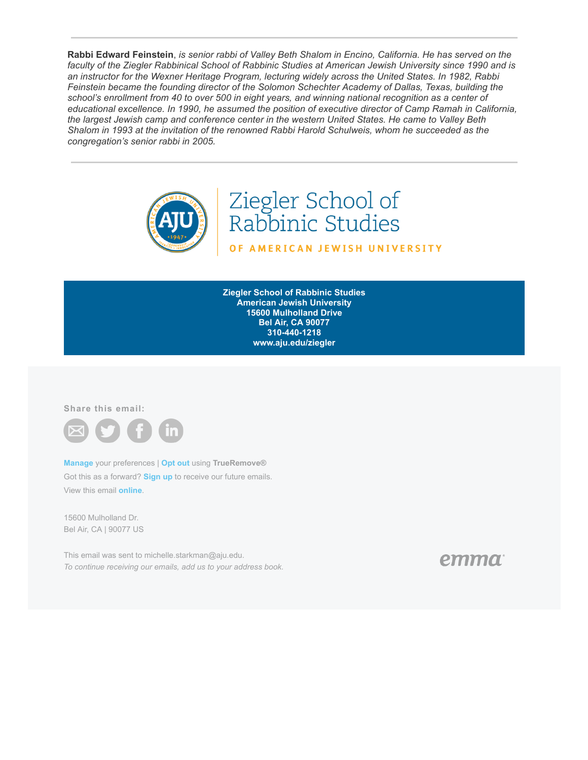---

**Rabbi Edward Feinstein**, *is senior rabbi of Valley Beth Shalom in Encino, California. He has served on the faculty of the Ziegler Rabbinical School of Rabbinic Studies at American Jewish University since 1990 and is an instructor for the Wexner Heritage Program, lecturing widely across the United States. In 1982, Rabbi Feinstein became the founding director of the Solomon Schechter Academy of Dallas, Texas, building the school's enrollment from 40 to over 500 in eight years, and winning national recognition as a center of educational excellence. In 1990, he assumed the position of executive director of Camp Ramah in California, the largest Jewish camp and conference center in the western United States. He came to Valley Beth Shalom in 1993 at the invitation of the renowned Rabbi Harold Schulweis, whom he succeeded as the congregation's senior rabbi in 2005.*

---

Ziegler School of Rabbinic Studies

OF AMERICAN JEWISH UNIVERSITY

**Ziegler School of Rabbinic Studies**
**American Jewish University**
**15600 Mulholland Drive**
**Bel Air, CA 90077**
**310-440-1218**
**www.aju.edu/ziegler**

**Share this email:**

**Manage** your preferences | **Opt out** using **TrueRemove®**
Got this as a forward? **Sign up** to receive our future emails.
View this email **online**.

15600 Mulholland Dr.
Bel Air, CA | 90077 US

This email was sent to michelle.starkman@aju.edu.
*To continue receiving our emails, add us to your address book.*

emma